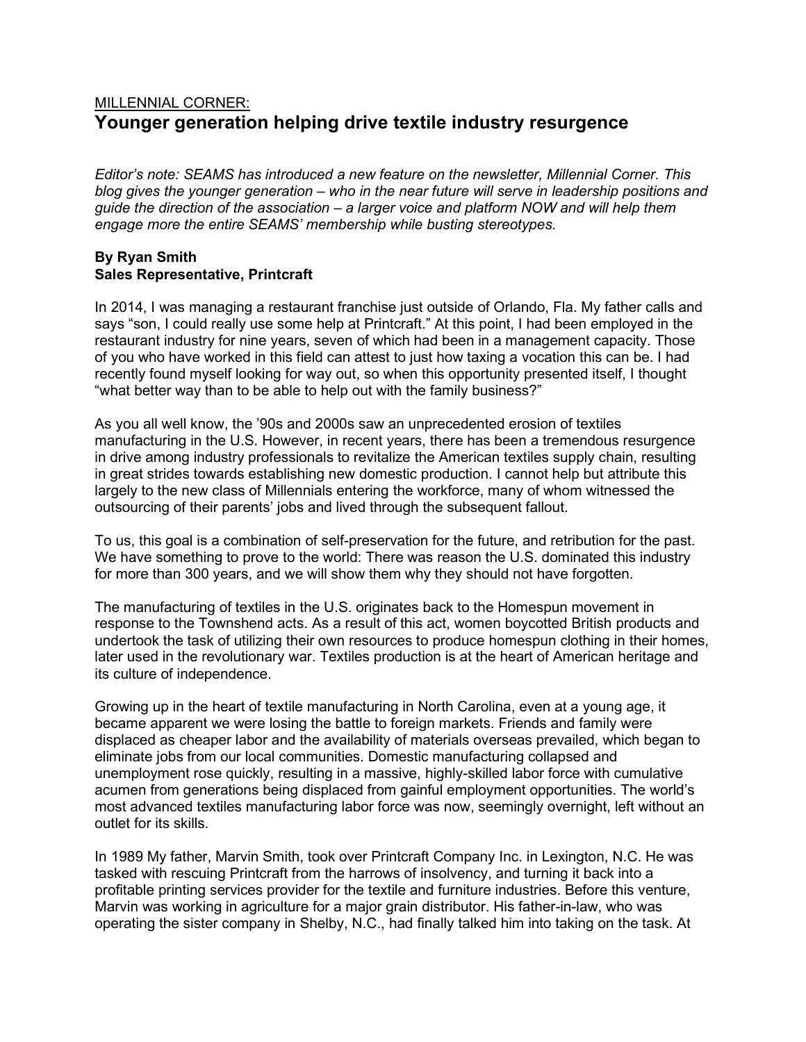MILLENNIAL CORNER:

# Younger generation helping drive textile industry resurgence

*Editor's note: SEAMS has introduced a new feature on the newsletter, Millennial Corner. This blog gives the younger generation – who in the near future will serve in leadership positions and guide the direction of the association – a larger voice and platform NOW and will help them engage more the entire SEAMS' membership while busting stereotypes.*

**By Ryan Smith**
**Sales Representative, Printcraft**

In 2014, I was managing a restaurant franchise just outside of Orlando, Fla. My father calls and says "son, I could really use some help at Printcraft." At this point, I had been employed in the restaurant industry for nine years, seven of which had been in a management capacity. Those of you who have worked in this field can attest to just how taxing a vocation this can be. I had recently found myself looking for way out, so when this opportunity presented itself, I thought "what better way than to be able to help out with the family business?"

As you all well know, the '90s and 2000s saw an unprecedented erosion of textiles manufacturing in the U.S. However, in recent years, there has been a tremendous resurgence in drive among industry professionals to revitalize the American textiles supply chain, resulting in great strides towards establishing new domestic production. I cannot help but attribute this largely to the new class of Millennials entering the workforce, many of whom witnessed the outsourcing of their parents' jobs and lived through the subsequent fallout.

To us, this goal is a combination of self-preservation for the future, and retribution for the past. We have something to prove to the world: There was reason the U.S. dominated this industry for more than 300 years, and we will show them why they should not have forgotten.

The manufacturing of textiles in the U.S. originates back to the Homespun movement in response to the Townshend acts. As a result of this act, women boycotted British products and undertook the task of utilizing their own resources to produce homespun clothing in their homes, later used in the revolutionary war. Textiles production is at the heart of American heritage and its culture of independence.

Growing up in the heart of textile manufacturing in North Carolina, even at a young age, it became apparent we were losing the battle to foreign markets. Friends and family were displaced as cheaper labor and the availability of materials overseas prevailed, which began to eliminate jobs from our local communities. Domestic manufacturing collapsed and unemployment rose quickly, resulting in a massive, highly-skilled labor force with cumulative acumen from generations being displaced from gainful employment opportunities. The world's most advanced textiles manufacturing labor force was now, seemingly overnight, left without an outlet for its skills.

In 1989 My father, Marvin Smith, took over Printcraft Company Inc. in Lexington, N.C. He was tasked with rescuing Printcraft from the harrows of insolvency, and turning it back into a profitable printing services provider for the textile and furniture industries. Before this venture, Marvin was working in agriculture for a major grain distributor. His father-in-law, who was operating the sister company in Shelby, N.C., had finally talked him into taking on the task. At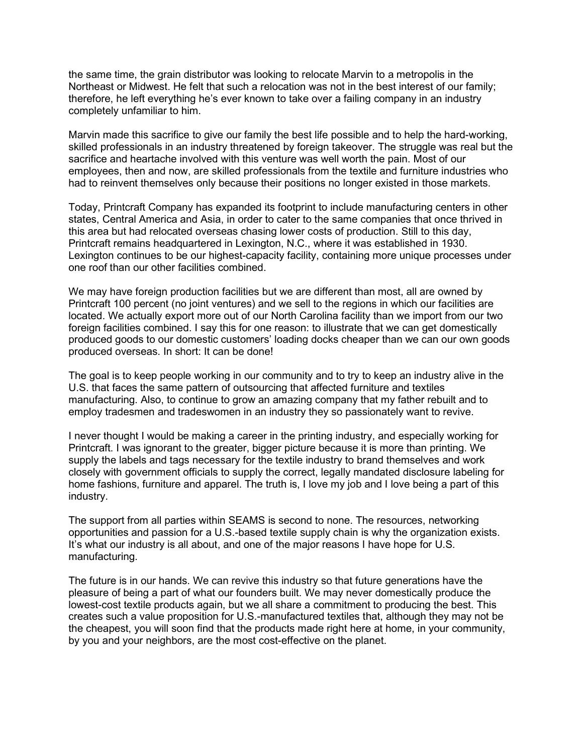the same time, the grain distributor was looking to relocate Marvin to a metropolis in the Northeast or Midwest. He felt that such a relocation was not in the best interest of our family; therefore, he left everything he's ever known to take over a failing company in an industry completely unfamiliar to him.

Marvin made this sacrifice to give our family the best life possible and to help the hard-working, skilled professionals in an industry threatened by foreign takeover. The struggle was real but the sacrifice and heartache involved with this venture was well worth the pain. Most of our employees, then and now, are skilled professionals from the textile and furniture industries who had to reinvent themselves only because their positions no longer existed in those markets.

Today, Printcraft Company has expanded its footprint to include manufacturing centers in other states, Central America and Asia, in order to cater to the same companies that once thrived in this area but had relocated overseas chasing lower costs of production. Still to this day, Printcraft remains headquartered in Lexington, N.C., where it was established in 1930. Lexington continues to be our highest-capacity facility, containing more unique processes under one roof than our other facilities combined.

We may have foreign production facilities but we are different than most, all are owned by Printcraft 100 percent (no joint ventures) and we sell to the regions in which our facilities are located. We actually export more out of our North Carolina facility than we import from our two foreign facilities combined. I say this for one reason: to illustrate that we can get domestically produced goods to our domestic customers' loading docks cheaper than we can our own goods produced overseas. In short: It can be done!

The goal is to keep people working in our community and to try to keep an industry alive in the U.S. that faces the same pattern of outsourcing that affected furniture and textiles manufacturing. Also, to continue to grow an amazing company that my father rebuilt and to employ tradesmen and tradeswomen in an industry they so passionately want to revive.

I never thought I would be making a career in the printing industry, and especially working for Printcraft. I was ignorant to the greater, bigger picture because it is more than printing. We supply the labels and tags necessary for the textile industry to brand themselves and work closely with government officials to supply the correct, legally mandated disclosure labeling for home fashions, furniture and apparel. The truth is, I love my job and I love being a part of this industry.

The support from all parties within SEAMS is second to none. The resources, networking opportunities and passion for a U.S.-based textile supply chain is why the organization exists. It's what our industry is all about, and one of the major reasons I have hope for U.S. manufacturing.

The future is in our hands. We can revive this industry so that future generations have the pleasure of being a part of what our founders built. We may never domestically produce the lowest-cost textile products again, but we all share a commitment to producing the best. This creates such a value proposition for U.S.-manufactured textiles that, although they may not be the cheapest, you will soon find that the products made right here at home, in your community, by you and your neighbors, are the most cost-effective on the planet.